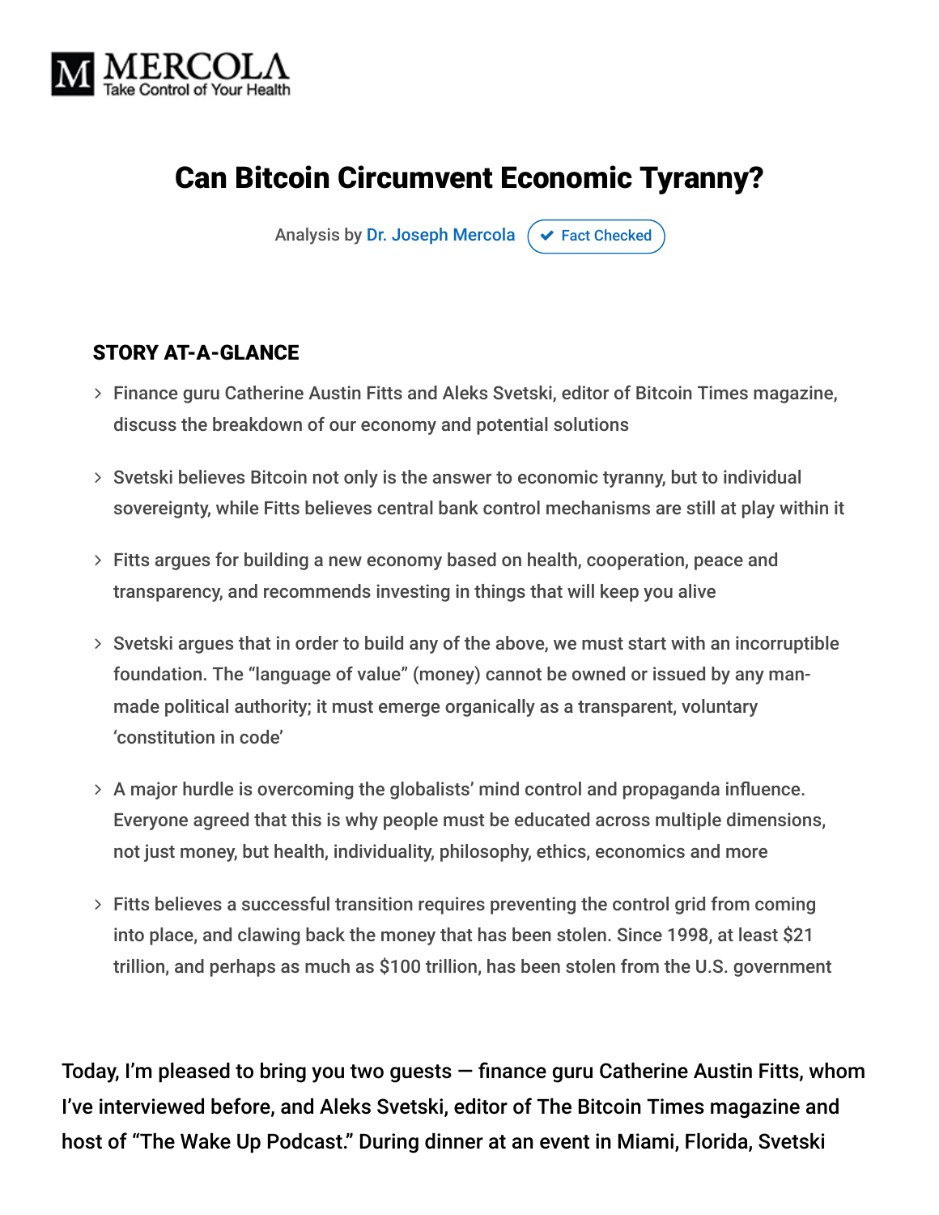MERCOLA
Take Control of Your Health

# Can Bitcoin Circumvent Economic Tyranny?

Analysis by Dr. Joseph Mercola ✔ Fact Checked

## STORY AT-A-GLANCE

- Finance guru Catherine Austin Fitts and Aleks Svetski, editor of Bitcoin Times magazine, discuss the breakdown of our economy and potential solutions
- Svetski believes Bitcoin not only is the answer to economic tyranny, but to individual sovereignty, while Fitts believes central bank control mechanisms are still at play within it
- Fitts argues for building a new economy based on health, cooperation, peace and transparency, and recommends investing in things that will keep you alive
- Svetski argues that in order to build any of the above, we must start with an incorruptible foundation. The "language of value" (money) cannot be owned or issued by any man-made political authority; it must emerge organically as a transparent, voluntary 'constitution in code'
- A major hurdle is overcoming the globalists' mind control and propaganda influence. Everyone agreed that this is why people must be educated across multiple dimensions, not just money, but health, individuality, philosophy, ethics, economics and more
- Fitts believes a successful transition requires preventing the control grid from coming into place, and clawing back the money that has been stolen. Since 1998, at least $21 trillion, and perhaps as much as $100 trillion, has been stolen from the U.S. government

Today, I'm pleased to bring you two guests — finance guru Catherine Austin Fitts, whom I've interviewed before, and Aleks Svetski, editor of The Bitcoin Times magazine and host of "The Wake Up Podcast." During dinner at an event in Miami, Florida, Svetski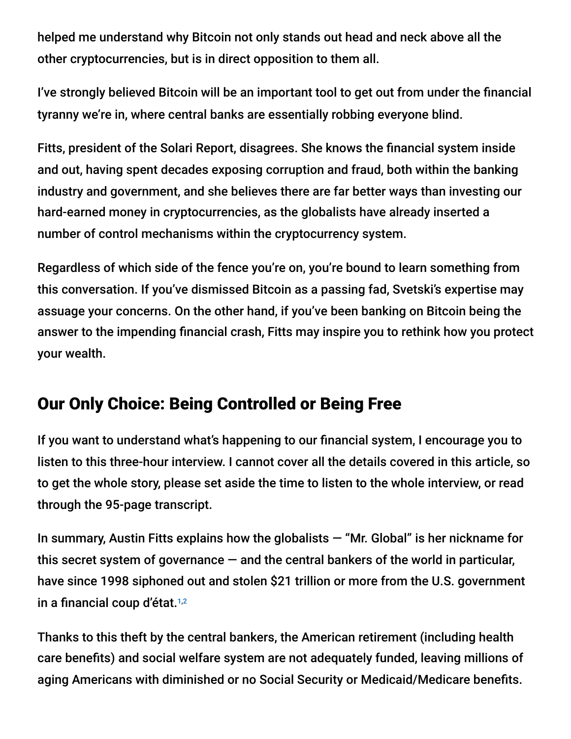helped me understand why Bitcoin not only stands out head and neck above all the other cryptocurrencies, but is in direct opposition to them all.

I've strongly believed Bitcoin will be an important tool to get out from under the financial tyranny we're in, where central banks are essentially robbing everyone blind.

Fitts, president of the Solari Report, disagrees. She knows the financial system inside and out, having spent decades exposing corruption and fraud, both within the banking industry and government, and she believes there are far better ways than investing our hard-earned money in cryptocurrencies, as the globalists have already inserted a number of control mechanisms within the cryptocurrency system.

Regardless of which side of the fence you're on, you're bound to learn something from this conversation. If you've dismissed Bitcoin as a passing fad, Svetski's expertise may assuage your concerns. On the other hand, if you've been banking on Bitcoin being the answer to the impending financial crash, Fitts may inspire you to rethink how you protect your wealth.

## Our Only Choice: Being Controlled or Being Free

If you want to understand what's happening to our financial system, I encourage you to listen to this three-hour interview. I cannot cover all the details covered in this article, so to get the whole story, please set aside the time to listen to the whole interview, or read through the 95-page transcript.

In summary, Austin Fitts explains how the globalists — "Mr. Global" is her nickname for this secret system of governance — and the central bankers of the world in particular, have since 1998 siphoned out and stolen $21 trillion or more from the U.S. government in a financial coup d'état.[1,2]

Thanks to this theft by the central bankers, the American retirement (including health care benefits) and social welfare system are not adequately funded, leaving millions of aging Americans with diminished or no Social Security or Medicaid/Medicare benefits.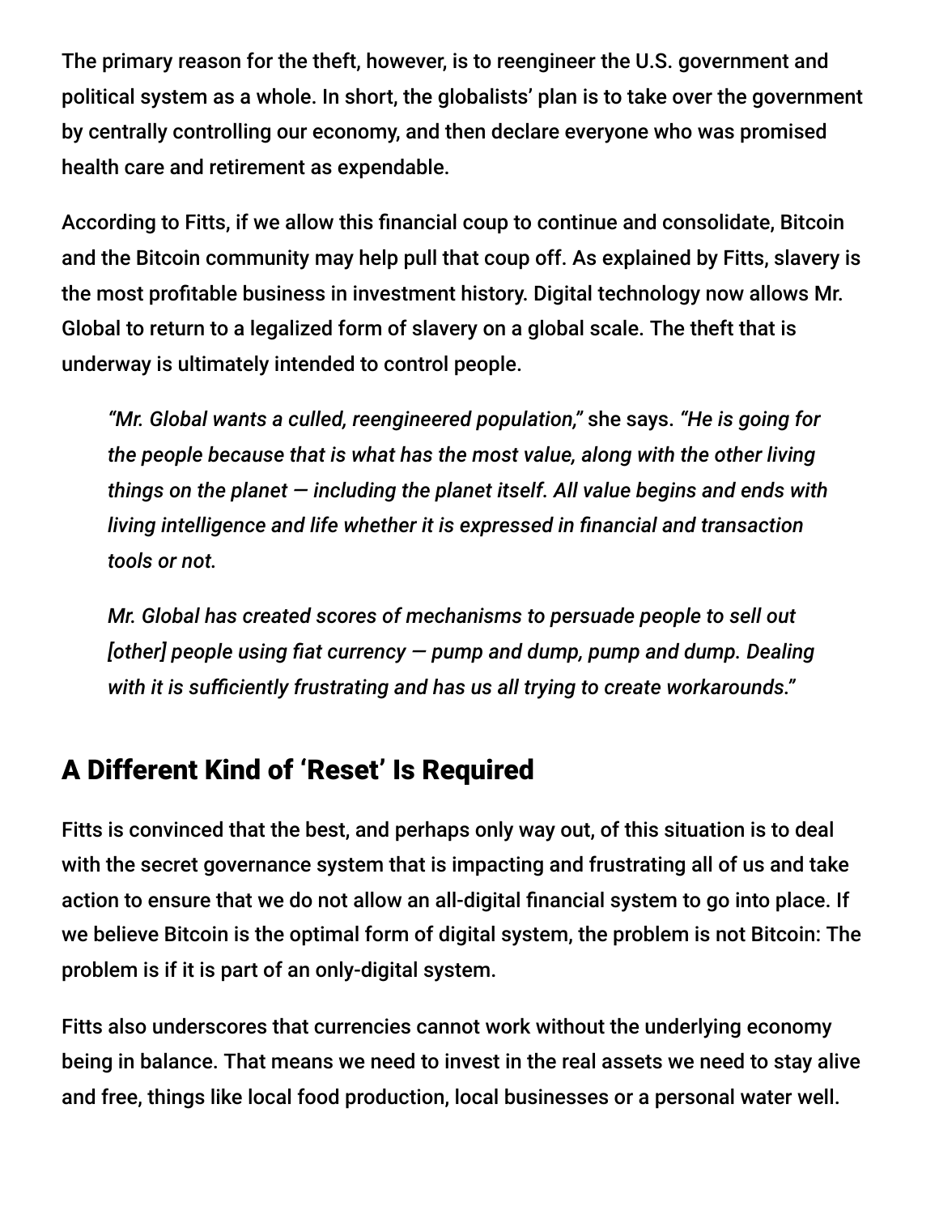The primary reason for the theft, however, is to reengineer the U.S. government and political system as a whole. In short, the globalists' plan is to take over the government by centrally controlling our economy, and then declare everyone who was promised health care and retirement as expendable.

According to Fitts, if we allow this financial coup to continue and consolidate, Bitcoin and the Bitcoin community may help pull that coup off. As explained by Fitts, slavery is the most profitable business in investment history. Digital technology now allows Mr. Global to return to a legalized form of slavery on a global scale. The theft that is underway is ultimately intended to control people.

> *"Mr. Global wants a culled, reengineered population,"* she says. *"He is going for the people because that is what has the most value, along with the other living things on the planet — including the planet itself. All value begins and ends with living intelligence and life whether it is expressed in financial and transaction tools or not.*
>
> *Mr. Global has created scores of mechanisms to persuade people to sell out [other] people using fiat currency — pump and dump, pump and dump. Dealing with it is sufficiently frustrating and has us all trying to create workarounds."*

## A Different Kind of 'Reset' Is Required

Fitts is convinced that the best, and perhaps only way out, of this situation is to deal with the secret governance system that is impacting and frustrating all of us and take action to ensure that we do not allow an all-digital financial system to go into place. If we believe Bitcoin is the optimal form of digital system, the problem is not Bitcoin: The problem is if it is part of an only-digital system.

Fitts also underscores that currencies cannot work without the underlying economy being in balance. That means we need to invest in the real assets we need to stay alive and free, things like local food production, local businesses or a personal water well.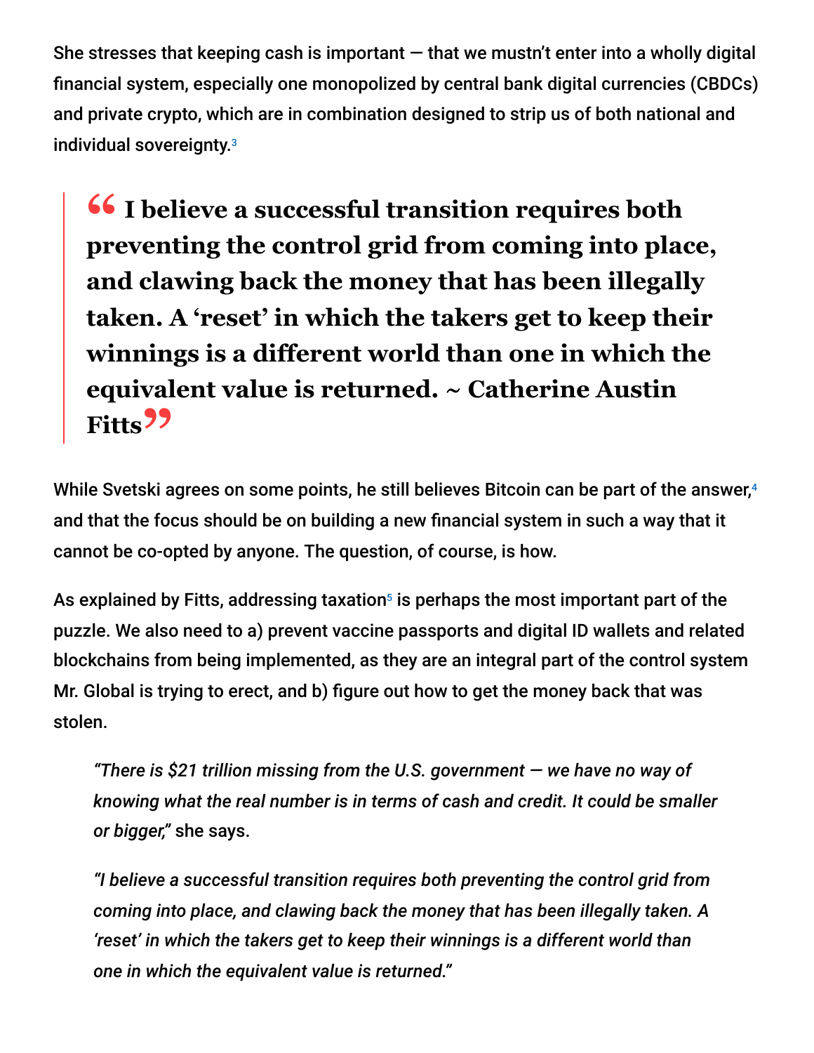She stresses that keeping cash is important — that we mustn't enter into a wholly digital financial system, especially one monopolized by central bank digital currencies (CBDCs) and private crypto, which are in combination designed to strip us of both national and individual sovereignty.[3]

> **"I believe a successful transition requires both preventing the control grid from coming into place, and clawing back the money that has been illegally taken. A 'reset' in which the takers get to keep their winnings is a different world than one in which the equivalent value is returned. ~ Catherine Austin Fitts"**

While Svetski agrees on some points, he still believes Bitcoin can be part of the answer,[4] and that the focus should be on building a new financial system in such a way that it cannot be co-opted by anyone. The question, of course, is how.

As explained by Fitts, addressing taxation[5] is perhaps the most important part of the puzzle. We also need to a) prevent vaccine passports and digital ID wallets and related blockchains from being implemented, as they are an integral part of the control system Mr. Global is trying to erect, and b) figure out how to get the money back that was stolen.

> *"There is $21 trillion missing from the U.S. government — we have no way of knowing what the real number is in terms of cash and credit. It could be smaller or bigger,"* she says.
>
> *"I believe a successful transition requires both preventing the control grid from coming into place, and clawing back the money that has been illegally taken. A 'reset' in which the takers get to keep their winnings is a different world than one in which the equivalent value is returned."*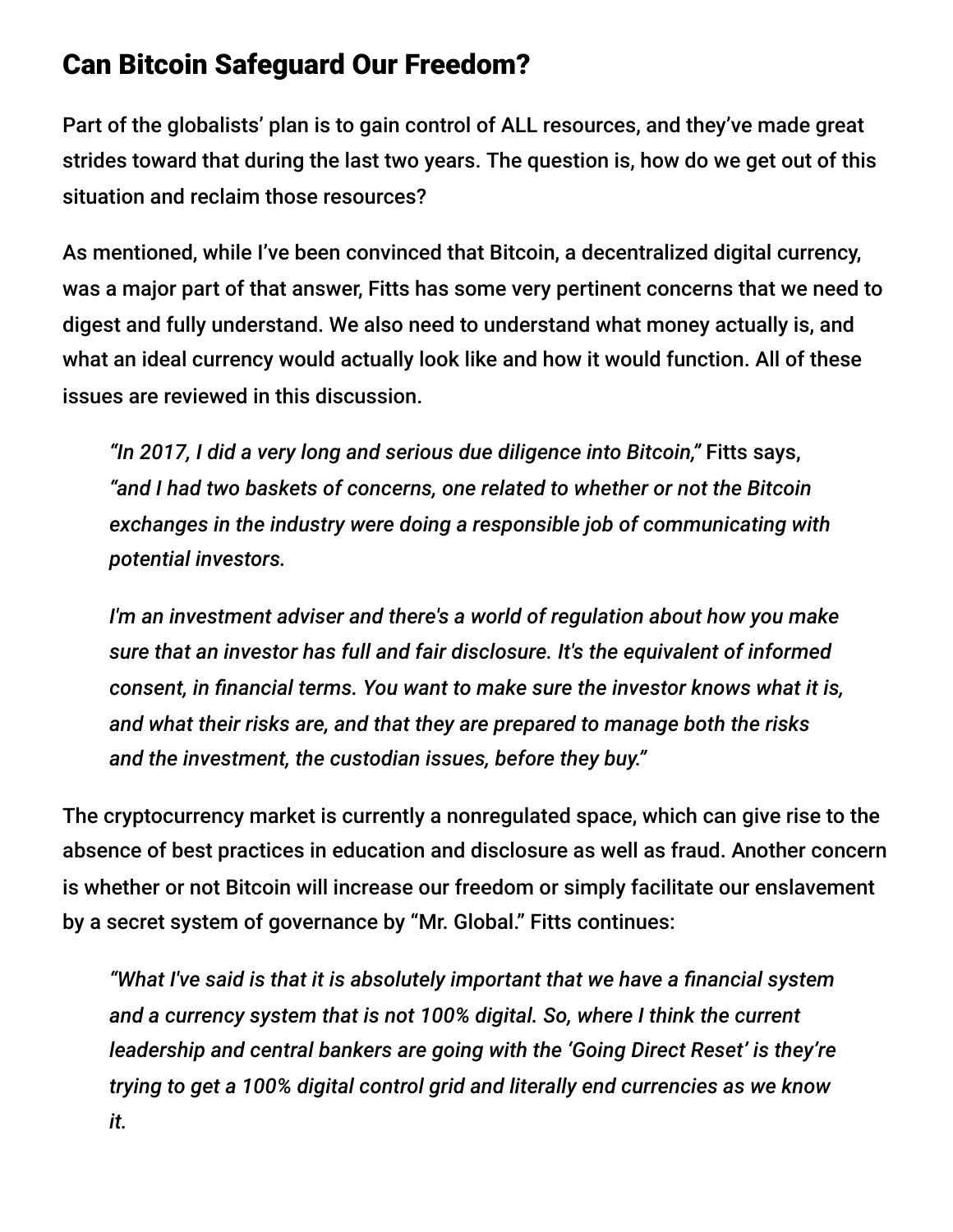## Can Bitcoin Safeguard Our Freedom?

Part of the globalists' plan is to gain control of ALL resources, and they've made great strides toward that during the last two years. The question is, how do we get out of this situation and reclaim those resources?

As mentioned, while I've been convinced that Bitcoin, a decentralized digital currency, was a major part of that answer, Fitts has some very pertinent concerns that we need to digest and fully understand. We also need to understand what money actually is, and what an ideal currency would actually look like and how it would function. All of these issues are reviewed in this discussion.

> *"In 2017, I did a very long and serious due diligence into Bitcoin,"* Fitts says, *"and I had two baskets of concerns, one related to whether or not the Bitcoin exchanges in the industry were doing a responsible job of communicating with potential investors.*
>
> *I'm an investment adviser and there's a world of regulation about how you make sure that an investor has full and fair disclosure. It's the equivalent of informed consent, in financial terms. You want to make sure the investor knows what it is, and what their risks are, and that they are prepared to manage both the risks and the investment, the custodian issues, before they buy."*

The cryptocurrency market is currently a nonregulated space, which can give rise to the absence of best practices in education and disclosure as well as fraud. Another concern is whether or not Bitcoin will increase our freedom or simply facilitate our enslavement by a secret system of governance by "Mr. Global." Fitts continues:

> *"What I've said is that it is absolutely important that we have a financial system and a currency system that is not 100% digital. So, where I think the current leadership and central bankers are going with the 'Going Direct Reset' is they're trying to get a 100% digital control grid and literally end currencies as we know it.*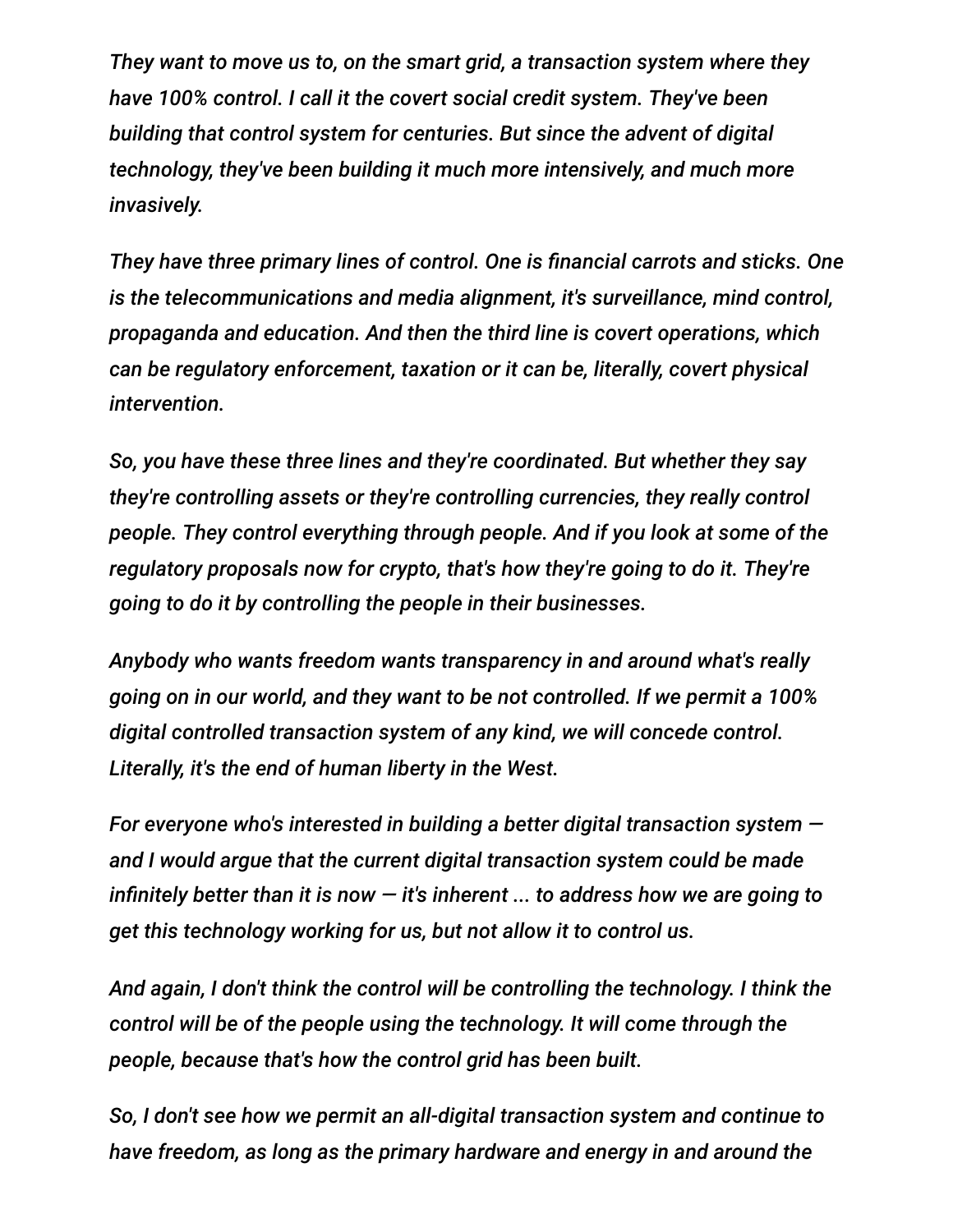*They want to move us to, on the smart grid, a transaction system where they have 100% control. I call it the covert social credit system. They've been building that control system for centuries. But since the advent of digital technology, they've been building it much more intensively, and much more invasively.*

*They have three primary lines of control. One is financial carrots and sticks. One is the telecommunications and media alignment, it's surveillance, mind control, propaganda and education. And then the third line is covert operations, which can be regulatory enforcement, taxation or it can be, literally, covert physical intervention.*

*So, you have these three lines and they're coordinated. But whether they say they're controlling assets or they're controlling currencies, they really control people. They control everything through people. And if you look at some of the regulatory proposals now for crypto, that's how they're going to do it. They're going to do it by controlling the people in their businesses.*

*Anybody who wants freedom wants transparency in and around what's really going on in our world, and they want to be not controlled. If we permit a 100% digital controlled transaction system of any kind, we will concede control. Literally, it's the end of human liberty in the West.*

*For everyone who's interested in building a better digital transaction system — and I would argue that the current digital transaction system could be made infinitely better than it is now — it's inherent ... to address how we are going to get this technology working for us, but not allow it to control us.*

*And again, I don't think the control will be controlling the technology. I think the control will be of the people using the technology. It will come through the people, because that's how the control grid has been built.*

*So, I don't see how we permit an all-digital transaction system and continue to have freedom, as long as the primary hardware and energy in and around the*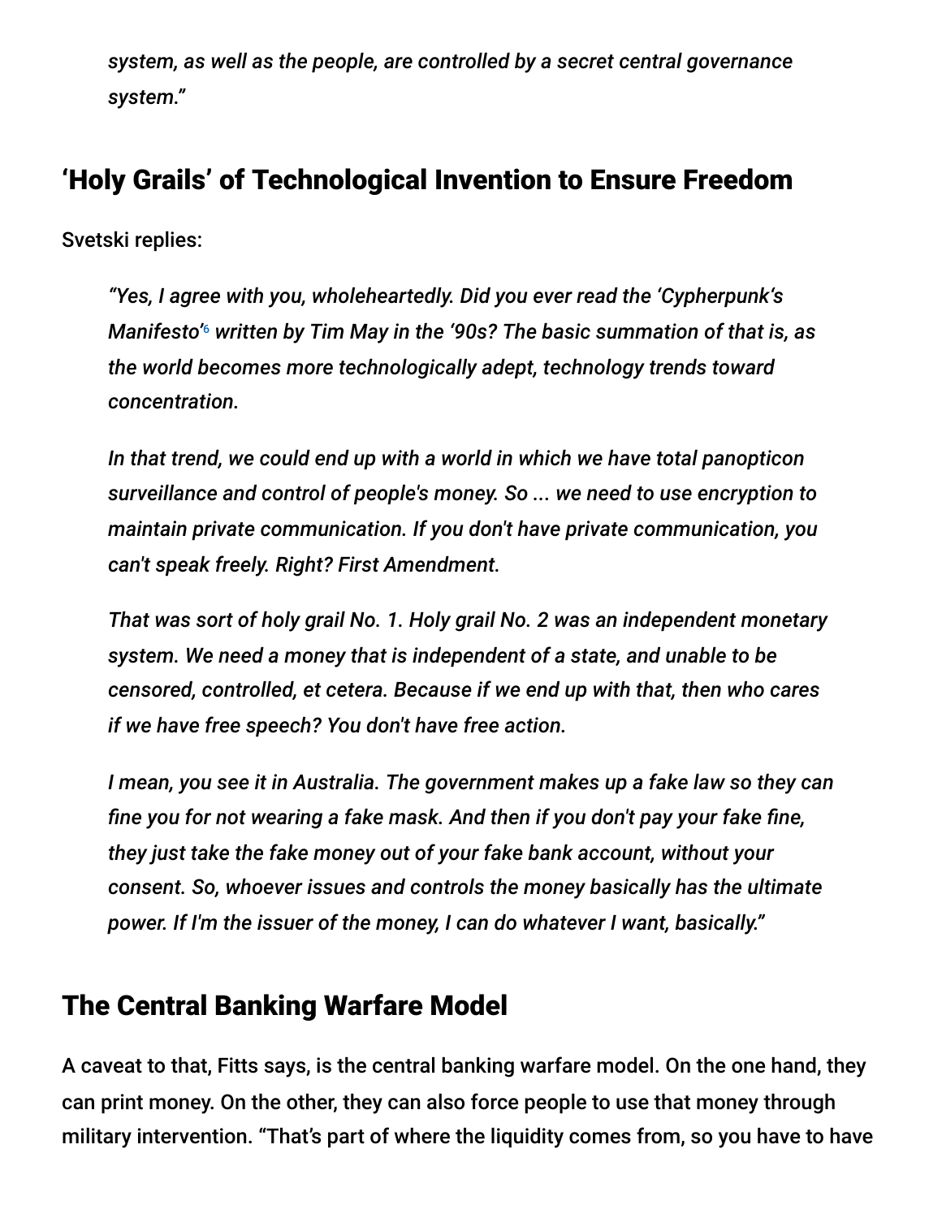*system, as well as the people, are controlled by a secret central governance system."*

## 'Holy Grails' of Technological Invention to Ensure Freedom

Svetski replies:

> *"Yes, I agree with you, wholeheartedly. Did you ever read the 'Cypherpunk's Manifesto'[6] written by Tim May in the '90s? The basic summation of that is, as the world becomes more technologically adept, technology trends toward concentration.*
>
> *In that trend, we could end up with a world in which we have total panopticon surveillance and control of people's money. So ... we need to use encryption to maintain private communication. If you don't have private communication, you can't speak freely. Right? First Amendment.*
>
> *That was sort of holy grail No. 1. Holy grail No. 2 was an independent monetary system. We need a money that is independent of a state, and unable to be censored, controlled, et cetera. Because if we end up with that, then who cares if we have free speech? You don't have free action.*
>
> *I mean, you see it in Australia. The government makes up a fake law so they can fine you for not wearing a fake mask. And then if you don't pay your fake fine, they just take the fake money out of your fake bank account, without your consent. So, whoever issues and controls the money basically has the ultimate power. If I'm the issuer of the money, I can do whatever I want, basically."*

## The Central Banking Warfare Model

A caveat to that, Fitts says, is the central banking warfare model. On the one hand, they can print money. On the other, they can also force people to use that money through military intervention. "That's part of where the liquidity comes from, so you have to have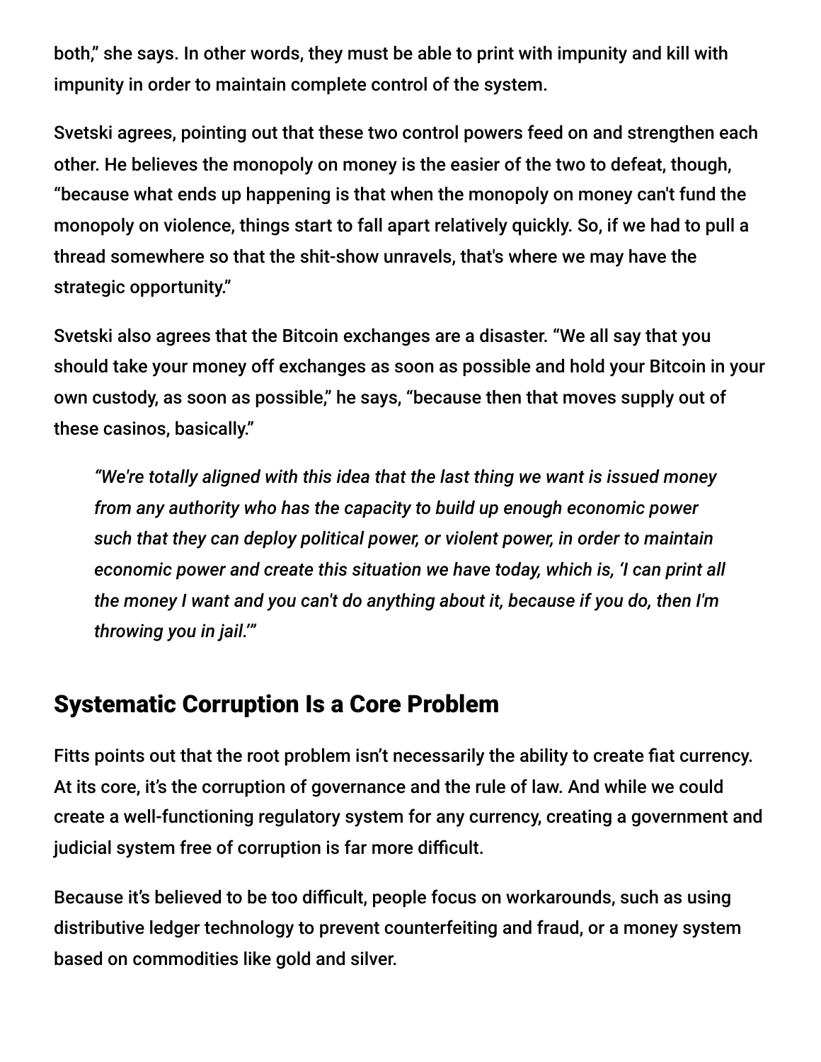both," she says. In other words, they must be able to print with impunity and kill with impunity in order to maintain complete control of the system.

Svetski agrees, pointing out that these two control powers feed on and strengthen each other. He believes the monopoly on money is the easier of the two to defeat, though, "because what ends up happening is that when the monopoly on money can't fund the monopoly on violence, things start to fall apart relatively quickly. So, if we had to pull a thread somewhere so that the shit-show unravels, that's where we may have the strategic opportunity."

Svetski also agrees that the Bitcoin exchanges are a disaster. "We all say that you should take your money off exchanges as soon as possible and hold your Bitcoin in your own custody, as soon as possible," he says, "because then that moves supply out of these casinos, basically."

> *"We're totally aligned with this idea that the last thing we want is issued money from any authority who has the capacity to build up enough economic power such that they can deploy political power, or violent power, in order to maintain economic power and create this situation we have today, which is, 'I can print all the money I want and you can't do anything about it, because if you do, then I'm throwing you in jail.'"*

## Systematic Corruption Is a Core Problem

Fitts points out that the root problem isn't necessarily the ability to create fiat currency. At its core, it's the corruption of governance and the rule of law. And while we could create a well-functioning regulatory system for any currency, creating a government and judicial system free of corruption is far more difficult.

Because it's believed to be too difficult, people focus on workarounds, such as using distributive ledger technology to prevent counterfeiting and fraud, or a money system based on commodities like gold and silver.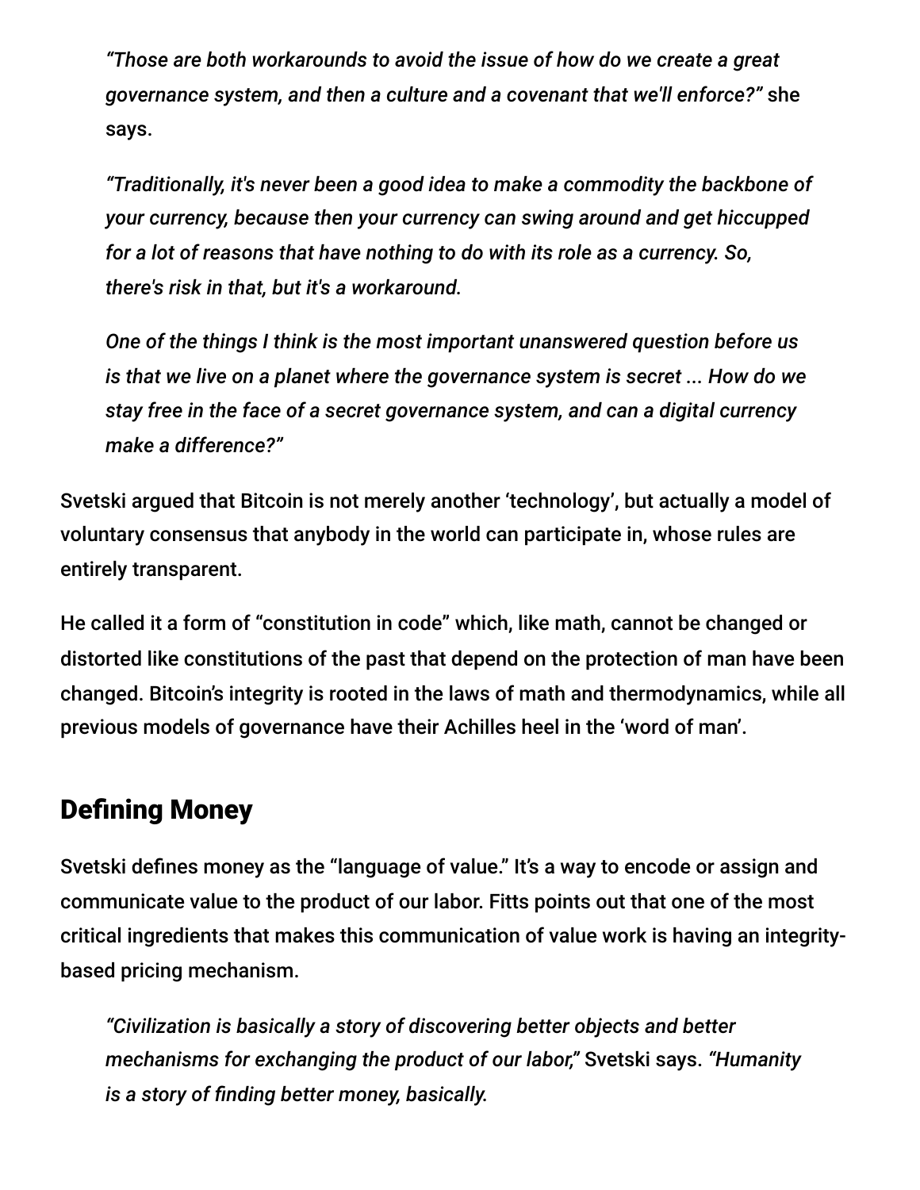> *"Those are both workarounds to avoid the issue of how do we create a great governance system, and then a culture and a covenant that we'll enforce?"* she says.
>
> *"Traditionally, it's never been a good idea to make a commodity the backbone of your currency, because then your currency can swing around and get hiccupped for a lot of reasons that have nothing to do with its role as a currency. So, there's risk in that, but it's a workaround.*
>
> *One of the things I think is the most important unanswered question before us is that we live on a planet where the governance system is secret ... How do we stay free in the face of a secret governance system, and can a digital currency make a difference?"*

Svetski argued that Bitcoin is not merely another 'technology', but actually a model of voluntary consensus that anybody in the world can participate in, whose rules are entirely transparent.

He called it a form of "constitution in code" which, like math, cannot be changed or distorted like constitutions of the past that depend on the protection of man have been changed. Bitcoin's integrity is rooted in the laws of math and thermodynamics, while all previous models of governance have their Achilles heel in the 'word of man'.

## Defining Money

Svetski defines money as the "language of value." It's a way to encode or assign and communicate value to the product of our labor. Fitts points out that one of the most critical ingredients that makes this communication of value work is having an integrity-based pricing mechanism.

> *"Civilization is basically a story of discovering better objects and better mechanisms for exchanging the product of our labor,"* Svetski says. *"Humanity is a story of finding better money, basically.*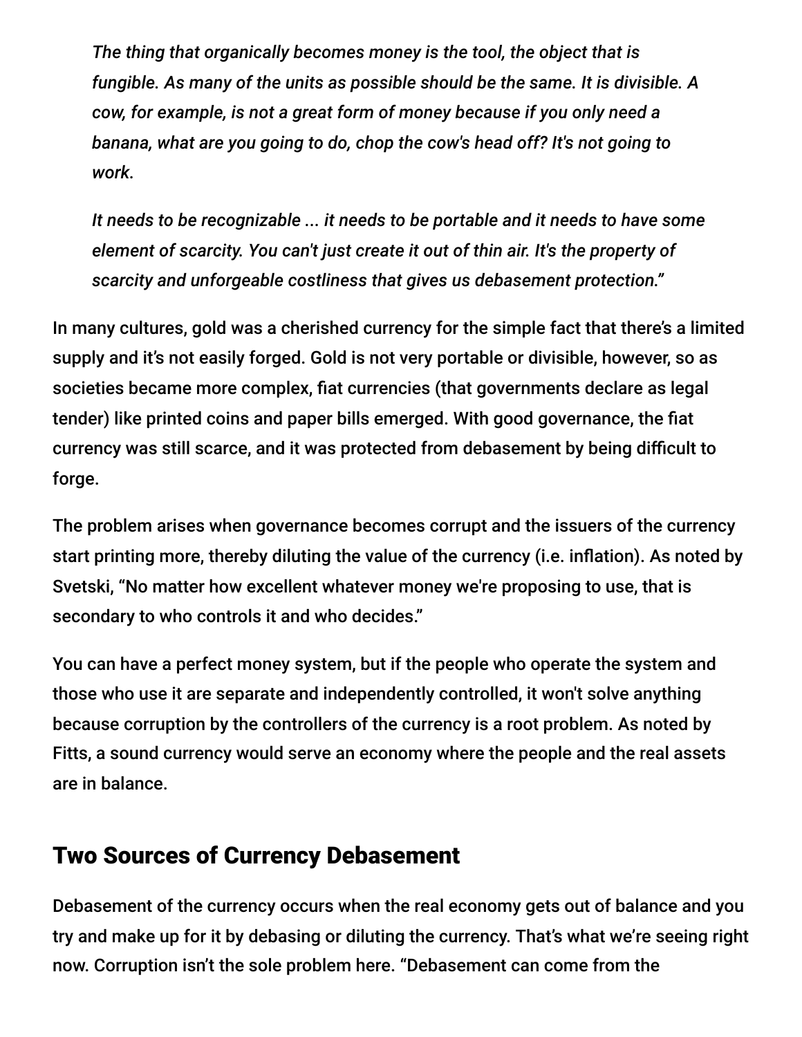> *The thing that organically becomes money is the tool, the object that is fungible. As many of the units as possible should be the same. It is divisible. A cow, for example, is not a great form of money because if you only need a banana, what are you going to do, chop the cow's head off? It's not going to work.*
>
> *It needs to be recognizable ... it needs to be portable and it needs to have some element of scarcity. You can't just create it out of thin air. It's the property of scarcity and unforgeable costliness that gives us debasement protection."*

In many cultures, gold was a cherished currency for the simple fact that there's a limited supply and it's not easily forged. Gold is not very portable or divisible, however, so as societies became more complex, fiat currencies (that governments declare as legal tender) like printed coins and paper bills emerged. With good governance, the fiat currency was still scarce, and it was protected from debasement by being difficult to forge.

The problem arises when governance becomes corrupt and the issuers of the currency start printing more, thereby diluting the value of the currency (i.e. inflation). As noted by Svetski, "No matter how excellent whatever money we're proposing to use, that is secondary to who controls it and who decides."

You can have a perfect money system, but if the people who operate the system and those who use it are separate and independently controlled, it won't solve anything because corruption by the controllers of the currency is a root problem. As noted by Fitts, a sound currency would serve an economy where the people and the real assets are in balance.

## Two Sources of Currency Debasement

Debasement of the currency occurs when the real economy gets out of balance and you try and make up for it by debasing or diluting the currency. That's what we're seeing right now. Corruption isn't the sole problem here. "Debasement can come from the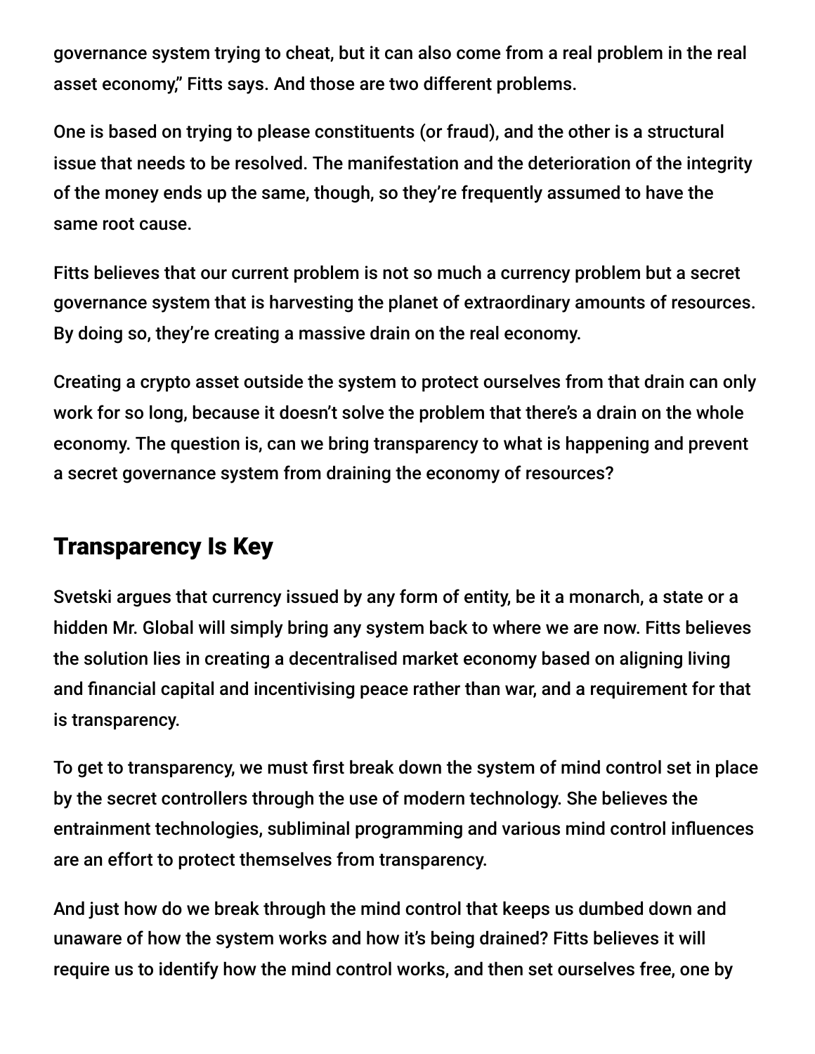governance system trying to cheat, but it can also come from a real problem in the real asset economy," Fitts says. And those are two different problems.

One is based on trying to please constituents (or fraud), and the other is a structural issue that needs to be resolved. The manifestation and the deterioration of the integrity of the money ends up the same, though, so they're frequently assumed to have the same root cause.

Fitts believes that our current problem is not so much a currency problem but a secret governance system that is harvesting the planet of extraordinary amounts of resources. By doing so, they're creating a massive drain on the real economy.

Creating a crypto asset outside the system to protect ourselves from that drain can only work for so long, because it doesn't solve the problem that there's a drain on the whole economy. The question is, can we bring transparency to what is happening and prevent a secret governance system from draining the economy of resources?

## Transparency Is Key

Svetski argues that currency issued by any form of entity, be it a monarch, a state or a hidden Mr. Global will simply bring any system back to where we are now. Fitts believes the solution lies in creating a decentralised market economy based on aligning living and financial capital and incentivising peace rather than war, and a requirement for that is transparency.

To get to transparency, we must first break down the system of mind control set in place by the secret controllers through the use of modern technology. She believes the entrainment technologies, subliminal programming and various mind control influences are an effort to protect themselves from transparency.

And just how do we break through the mind control that keeps us dumbed down and unaware of how the system works and how it's being drained? Fitts believes it will require us to identify how the mind control works, and then set ourselves free, one by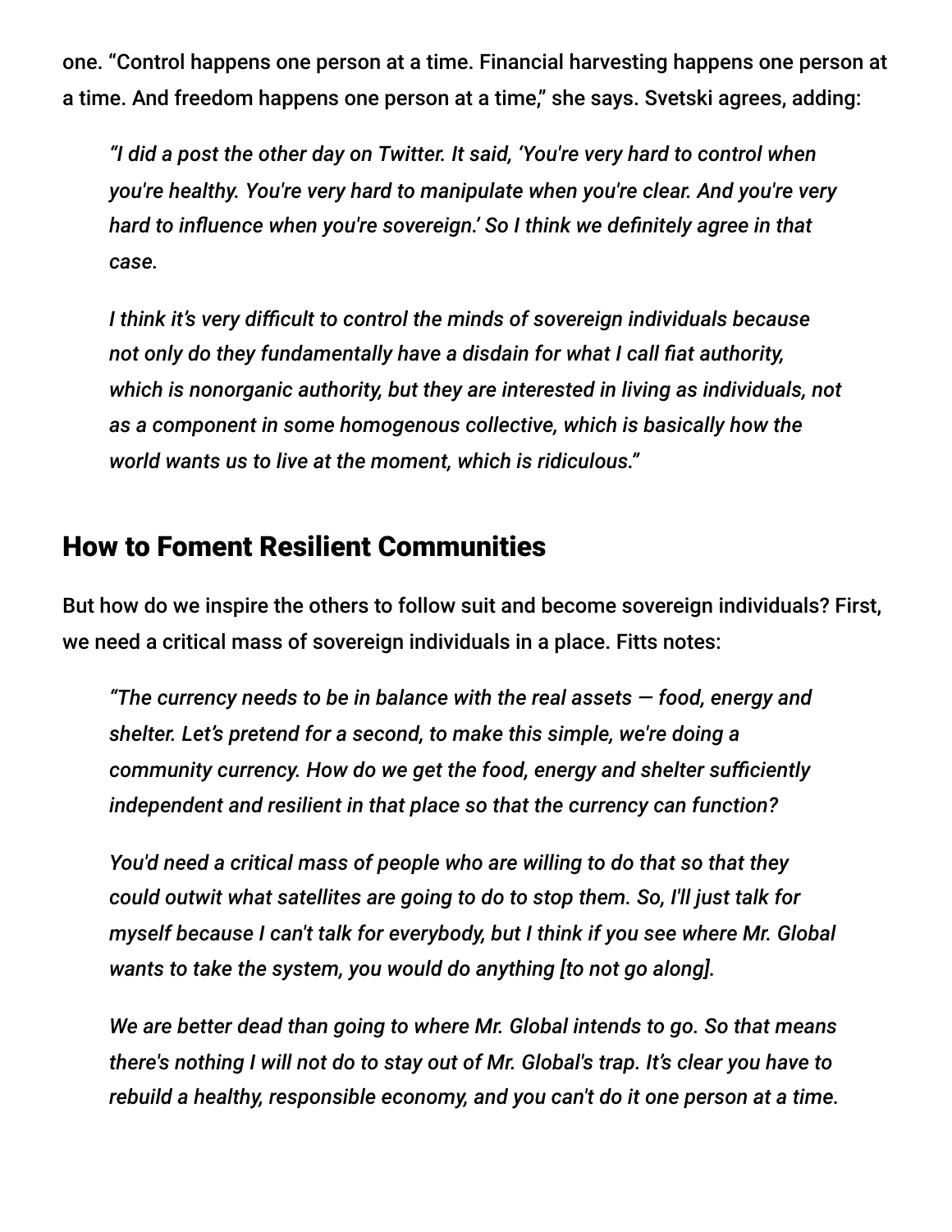one. "Control happens one person at a time. Financial harvesting happens one person at a time. And freedom happens one person at a time," she says. Svetski agrees, adding:

> *"I did a post the other day on Twitter. It said, 'You're very hard to control when you're healthy. You're very hard to manipulate when you're clear. And you're very hard to influence when you're sovereign.' So I think we definitely agree in that case.*
>
> *I think it's very difficult to control the minds of sovereign individuals because not only do they fundamentally have a disdain for what I call fiat authority, which is nonorganic authority, but they are interested in living as individuals, not as a component in some homogenous collective, which is basically how the world wants us to live at the moment, which is ridiculous."*

## How to Foment Resilient Communities

But how do we inspire the others to follow suit and become sovereign individuals? First, we need a critical mass of sovereign individuals in a place. Fitts notes:

> *"The currency needs to be in balance with the real assets — food, energy and shelter. Let's pretend for a second, to make this simple, we're doing a community currency. How do we get the food, energy and shelter sufficiently independent and resilient in that place so that the currency can function?*
>
> *You'd need a critical mass of people who are willing to do that so that they could outwit what satellites are going to do to stop them. So, I'll just talk for myself because I can't talk for everybody, but I think if you see where Mr. Global wants to take the system, you would do anything [to not go along].*
>
> *We are better dead than going to where Mr. Global intends to go. So that means there's nothing I will not do to stay out of Mr. Global's trap. It's clear you have to rebuild a healthy, responsible economy, and you can't do it one person at a time.*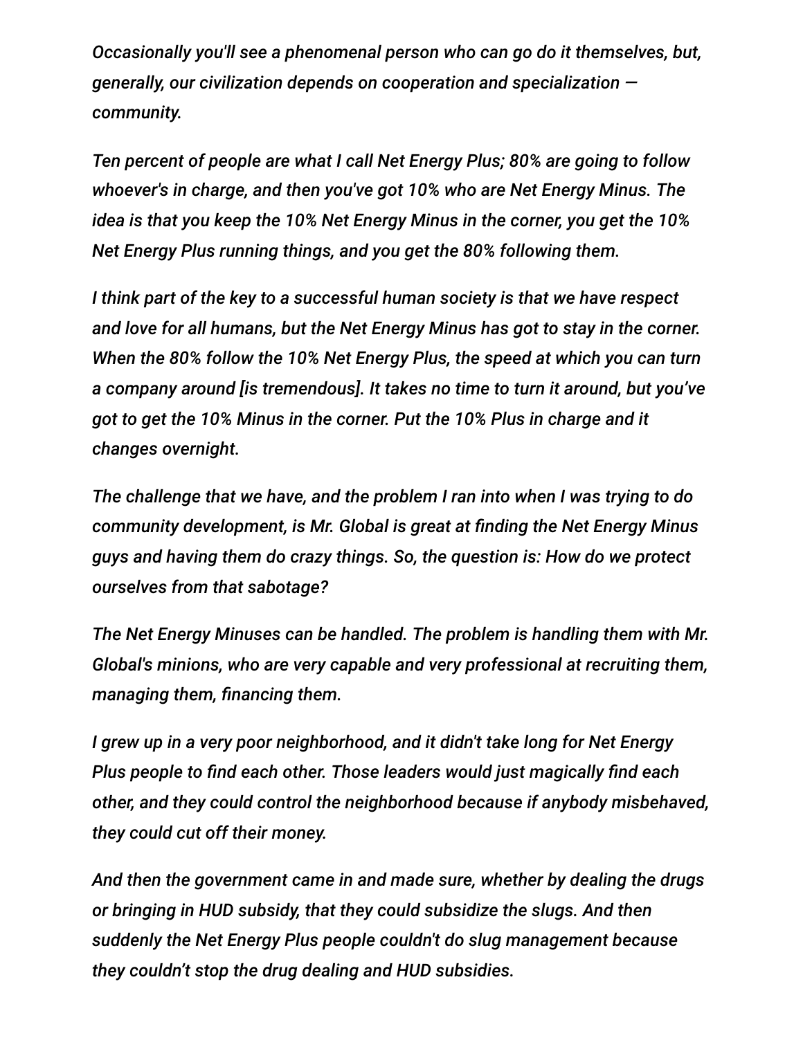*Occasionally you'll see a phenomenal person who can go do it themselves, but, generally, our civilization depends on cooperation and specialization — community.*

*Ten percent of people are what I call Net Energy Plus; 80% are going to follow whoever's in charge, and then you've got 10% who are Net Energy Minus. The idea is that you keep the 10% Net Energy Minus in the corner, you get the 10% Net Energy Plus running things, and you get the 80% following them.*

*I think part of the key to a successful human society is that we have respect and love for all humans, but the Net Energy Minus has got to stay in the corner. When the 80% follow the 10% Net Energy Plus, the speed at which you can turn a company around [is tremendous]. It takes no time to turn it around, but you've got to get the 10% Minus in the corner. Put the 10% Plus in charge and it changes overnight.*

*The challenge that we have, and the problem I ran into when I was trying to do community development, is Mr. Global is great at finding the Net Energy Minus guys and having them do crazy things. So, the question is: How do we protect ourselves from that sabotage?*

*The Net Energy Minuses can be handled. The problem is handling them with Mr. Global's minions, who are very capable and very professional at recruiting them, managing them, financing them.*

*I grew up in a very poor neighborhood, and it didn't take long for Net Energy Plus people to find each other. Those leaders would just magically find each other, and they could control the neighborhood because if anybody misbehaved, they could cut off their money.*

*And then the government came in and made sure, whether by dealing the drugs or bringing in HUD subsidy, that they could subsidize the slugs. And then suddenly the Net Energy Plus people couldn't do slug management because they couldn't stop the drug dealing and HUD subsidies.*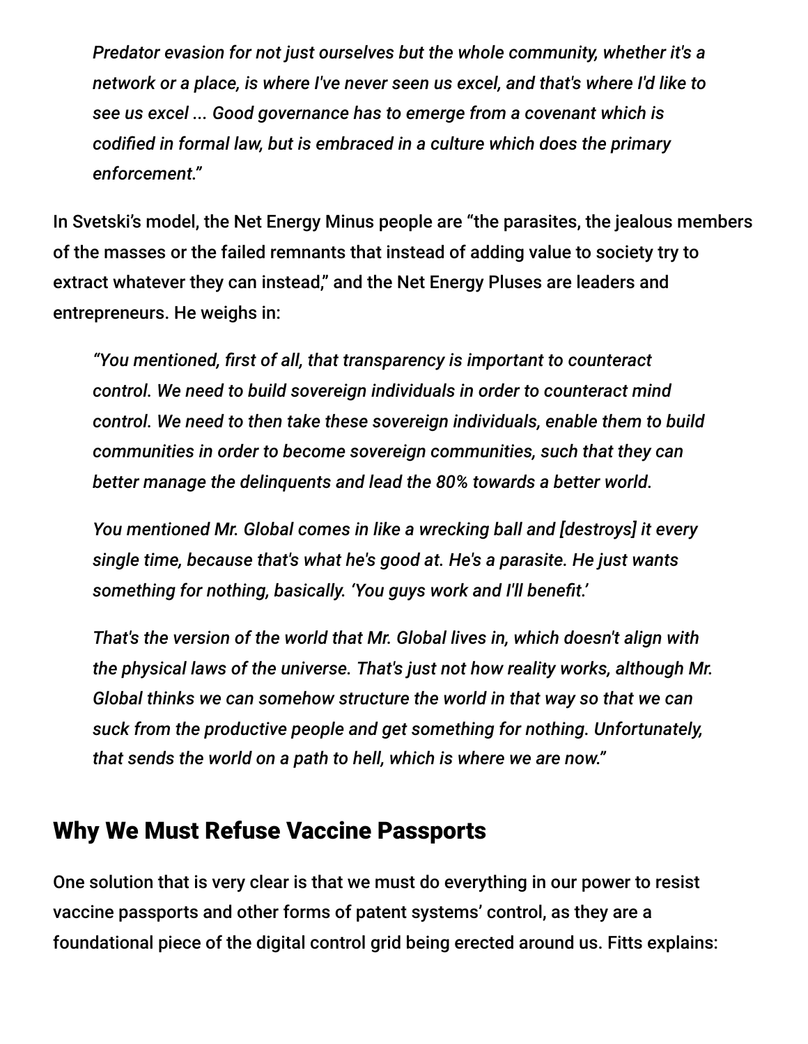> *Predator evasion for not just ourselves but the whole community, whether it's a network or a place, is where I've never seen us excel, and that's where I'd like to see us excel ... Good governance has to emerge from a covenant which is codified in formal law, but is embraced in a culture which does the primary enforcement."*

In Svetski's model, the Net Energy Minus people are "the parasites, the jealous members of the masses or the failed remnants that instead of adding value to society try to extract whatever they can instead," and the Net Energy Pluses are leaders and entrepreneurs. He weighs in:

> *"You mentioned, first of all, that transparency is important to counteract control. We need to build sovereign individuals in order to counteract mind control. We need to then take these sovereign individuals, enable them to build communities in order to become sovereign communities, such that they can better manage the delinquents and lead the 80% towards a better world.*
>
> *You mentioned Mr. Global comes in like a wrecking ball and [destroys] it every single time, because that's what he's good at. He's a parasite. He just wants something for nothing, basically. 'You guys work and I'll benefit.'*
>
> *That's the version of the world that Mr. Global lives in, which doesn't align with the physical laws of the universe. That's just not how reality works, although Mr. Global thinks we can somehow structure the world in that way so that we can suck from the productive people and get something for nothing. Unfortunately, that sends the world on a path to hell, which is where we are now."*

## Why We Must Refuse Vaccine Passports

One solution that is very clear is that we must do everything in our power to resist vaccine passports and other forms of patent systems' control, as they are a foundational piece of the digital control grid being erected around us. Fitts explains: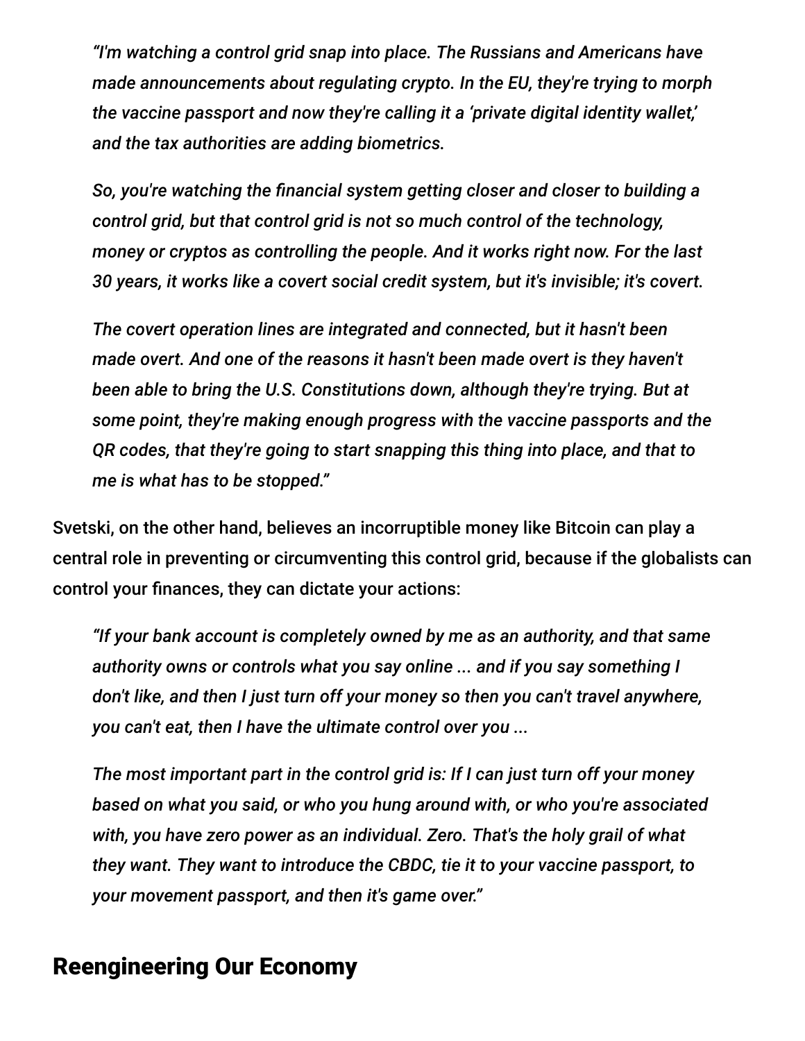> *"I'm watching a control grid snap into place. The Russians and Americans have made announcements about regulating crypto. In the EU, they're trying to morph the vaccine passport and now they're calling it a 'private digital identity wallet,' and the tax authorities are adding biometrics.*
>
> *So, you're watching the financial system getting closer and closer to building a control grid, but that control grid is not so much control of the technology, money or cryptos as controlling the people. And it works right now. For the last 30 years, it works like a covert social credit system, but it's invisible; it's covert.*
>
> *The covert operation lines are integrated and connected, but it hasn't been made overt. And one of the reasons it hasn't been made overt is they haven't been able to bring the U.S. Constitutions down, although they're trying. But at some point, they're making enough progress with the vaccine passports and the QR codes, that they're going to start snapping this thing into place, and that to me is what has to be stopped."*

Svetski, on the other hand, believes an incorruptible money like Bitcoin can play a central role in preventing or circumventing this control grid, because if the globalists can control your finances, they can dictate your actions:

> *"If your bank account is completely owned by me as an authority, and that same authority owns or controls what you say online ... and if you say something I don't like, and then I just turn off your money so then you can't travel anywhere, you can't eat, then I have the ultimate control over you ...*
>
> *The most important part in the control grid is: If I can just turn off your money based on what you said, or who you hung around with, or who you're associated with, you have zero power as an individual. Zero. That's the holy grail of what they want. They want to introduce the CBDC, tie it to your vaccine passport, to your movement passport, and then it's game over."*

## Reengineering Our Economy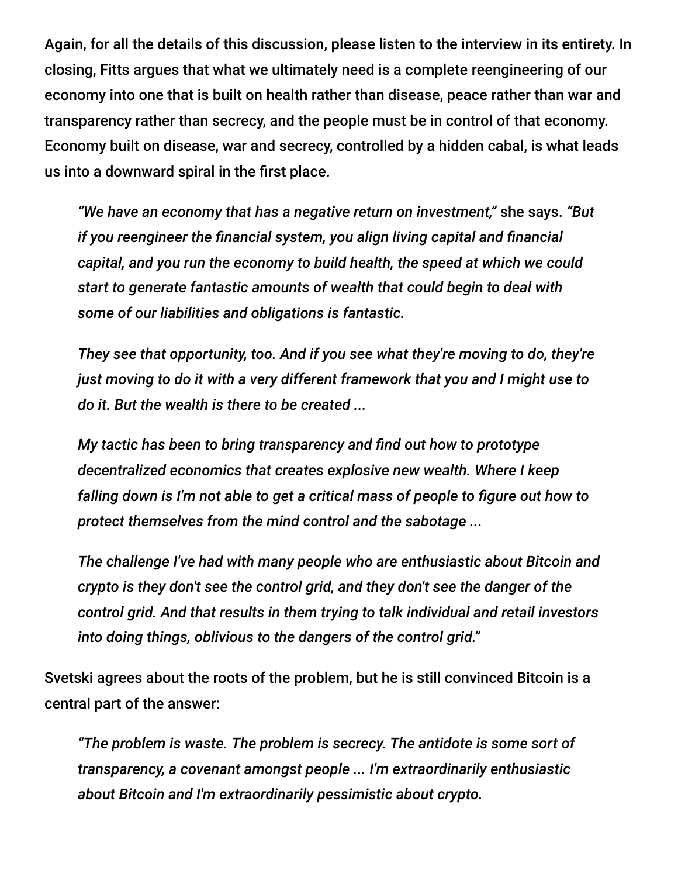Again, for all the details of this discussion, please listen to the interview in its entirety. In closing, Fitts argues that what we ultimately need is a complete reengineering of our economy into one that is built on health rather than disease, peace rather than war and transparency rather than secrecy, and the people must be in control of that economy. Economy built on disease, war and secrecy, controlled by a hidden cabal, is what leads us into a downward spiral in the first place.

> *"We have an economy that has a negative return on investment,"* she says. *"But if you reengineer the financial system, you align living capital and financial capital, and you run the economy to build health, the speed at which we could start to generate fantastic amounts of wealth that could begin to deal with some of our liabilities and obligations is fantastic.*
>
> *They see that opportunity, too. And if you see what they're moving to do, they're just moving to do it with a very different framework that you and I might use to do it. But the wealth is there to be created ...*
>
> *My tactic has been to bring transparency and find out how to prototype decentralized economics that creates explosive new wealth. Where I keep falling down is I'm not able to get a critical mass of people to figure out how to protect themselves from the mind control and the sabotage ...*
>
> *The challenge I've had with many people who are enthusiastic about Bitcoin and crypto is they don't see the control grid, and they don't see the danger of the control grid. And that results in them trying to talk individual and retail investors into doing things, oblivious to the dangers of the control grid."*

Svetski agrees about the roots of the problem, but he is still convinced Bitcoin is a central part of the answer:

> *"The problem is waste. The problem is secrecy. The antidote is some sort of transparency, a covenant amongst people ... I'm extraordinarily enthusiastic about Bitcoin and I'm extraordinarily pessimistic about crypto.*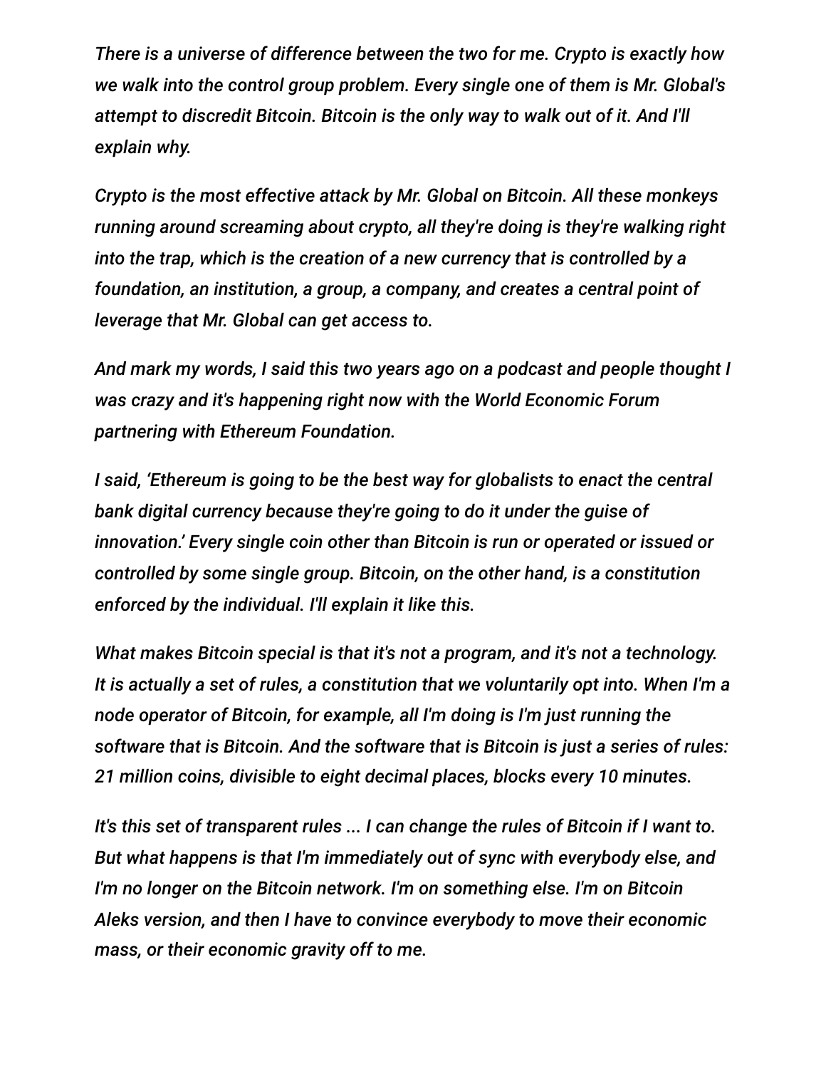*There is a universe of difference between the two for me. Crypto is exactly how we walk into the control group problem. Every single one of them is Mr. Global's attempt to discredit Bitcoin. Bitcoin is the only way to walk out of it. And I'll explain why.*

*Crypto is the most effective attack by Mr. Global on Bitcoin. All these monkeys running around screaming about crypto, all they're doing is they're walking right into the trap, which is the creation of a new currency that is controlled by a foundation, an institution, a group, a company, and creates a central point of leverage that Mr. Global can get access to.*

*And mark my words, I said this two years ago on a podcast and people thought I was crazy and it's happening right now with the World Economic Forum partnering with Ethereum Foundation.*

*I said, 'Ethereum is going to be the best way for globalists to enact the central bank digital currency because they're going to do it under the guise of innovation.' Every single coin other than Bitcoin is run or operated or issued or controlled by some single group. Bitcoin, on the other hand, is a constitution enforced by the individual. I'll explain it like this.*

*What makes Bitcoin special is that it's not a program, and it's not a technology. It is actually a set of rules, a constitution that we voluntarily opt into. When I'm a node operator of Bitcoin, for example, all I'm doing is I'm just running the software that is Bitcoin. And the software that is Bitcoin is just a series of rules: 21 million coins, divisible to eight decimal places, blocks every 10 minutes.*

*It's this set of transparent rules ... I can change the rules of Bitcoin if I want to. But what happens is that I'm immediately out of sync with everybody else, and I'm no longer on the Bitcoin network. I'm on something else. I'm on Bitcoin Aleks version, and then I have to convince everybody to move their economic mass, or their economic gravity off to me.*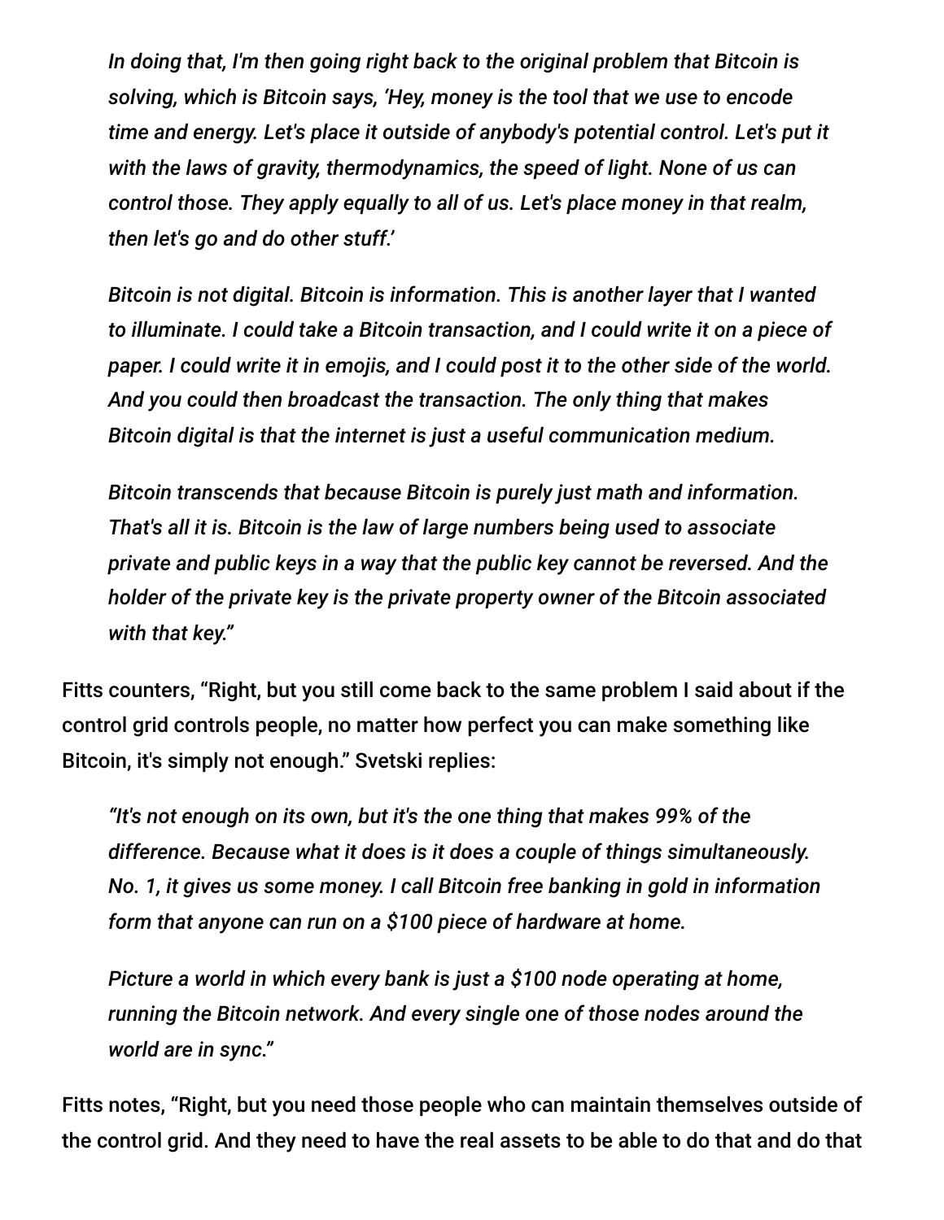> *In doing that, I'm then going right back to the original problem that Bitcoin is solving, which is Bitcoin says, 'Hey, money is the tool that we use to encode time and energy. Let's place it outside of anybody's potential control. Let's put it with the laws of gravity, thermodynamics, the speed of light. None of us can control those. They apply equally to all of us. Let's place money in that realm, then let's go and do other stuff.'*
>
> *Bitcoin is not digital. Bitcoin is information. This is another layer that I wanted to illuminate. I could take a Bitcoin transaction, and I could write it on a piece of paper. I could write it in emojis, and I could post it to the other side of the world. And you could then broadcast the transaction. The only thing that makes Bitcoin digital is that the internet is just a useful communication medium.*
>
> *Bitcoin transcends that because Bitcoin is purely just math and information. That's all it is. Bitcoin is the law of large numbers being used to associate private and public keys in a way that the public key cannot be reversed. And the holder of the private key is the private property owner of the Bitcoin associated with that key."*

Fitts counters, "Right, but you still come back to the same problem I said about if the control grid controls people, no matter how perfect you can make something like Bitcoin, it's simply not enough." Svetski replies:

> *"It's not enough on its own, but it's the one thing that makes 99% of the difference. Because what it does is it does a couple of things simultaneously. No. 1, it gives us some money. I call Bitcoin free banking in gold in information form that anyone can run on a $100 piece of hardware at home.*
>
> *Picture a world in which every bank is just a $100 node operating at home, running the Bitcoin network. And every single one of those nodes around the world are in sync."*

Fitts notes, "Right, but you need those people who can maintain themselves outside of the control grid. And they need to have the real assets to be able to do that and do that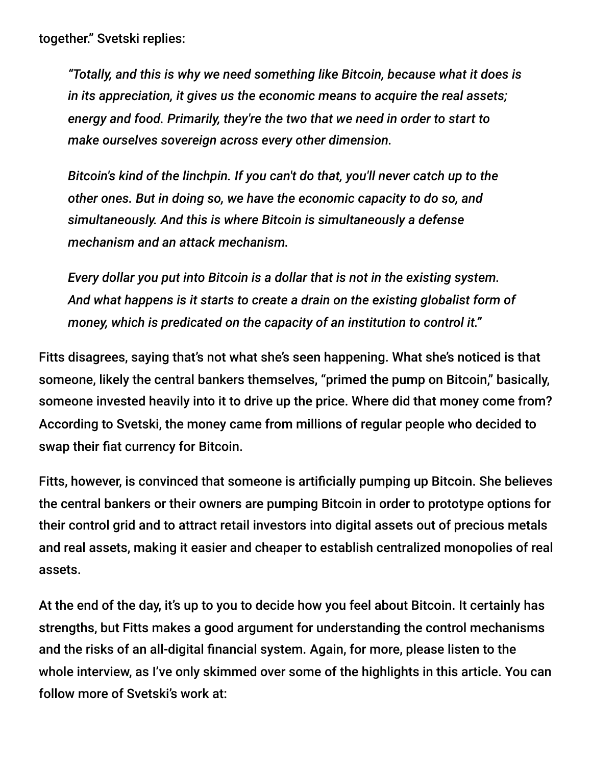together." Svetski replies:

> *"Totally, and this is why we need something like Bitcoin, because what it does is in its appreciation, it gives us the economic means to acquire the real assets; energy and food. Primarily, they're the two that we need in order to start to make ourselves sovereign across every other dimension.*
>
> *Bitcoin's kind of the linchpin. If you can't do that, you'll never catch up to the other ones. But in doing so, we have the economic capacity to do so, and simultaneously. And this is where Bitcoin is simultaneously a defense mechanism and an attack mechanism.*
>
> *Every dollar you put into Bitcoin is a dollar that is not in the existing system. And what happens is it starts to create a drain on the existing globalist form of money, which is predicated on the capacity of an institution to control it."*

Fitts disagrees, saying that's not what she's seen happening. What she's noticed is that someone, likely the central bankers themselves, "primed the pump on Bitcoin," basically, someone invested heavily into it to drive up the price. Where did that money come from? According to Svetski, the money came from millions of regular people who decided to swap their fiat currency for Bitcoin.

Fitts, however, is convinced that someone is artificially pumping up Bitcoin. She believes the central bankers or their owners are pumping Bitcoin in order to prototype options for their control grid and to attract retail investors into digital assets out of precious metals and real assets, making it easier and cheaper to establish centralized monopolies of real assets.

At the end of the day, it's up to you to decide how you feel about Bitcoin. It certainly has strengths, but Fitts makes a good argument for understanding the control mechanisms and the risks of an all-digital financial system. Again, for more, please listen to the whole interview, as I've only skimmed over some of the highlights in this article. You can follow more of Svetski's work at: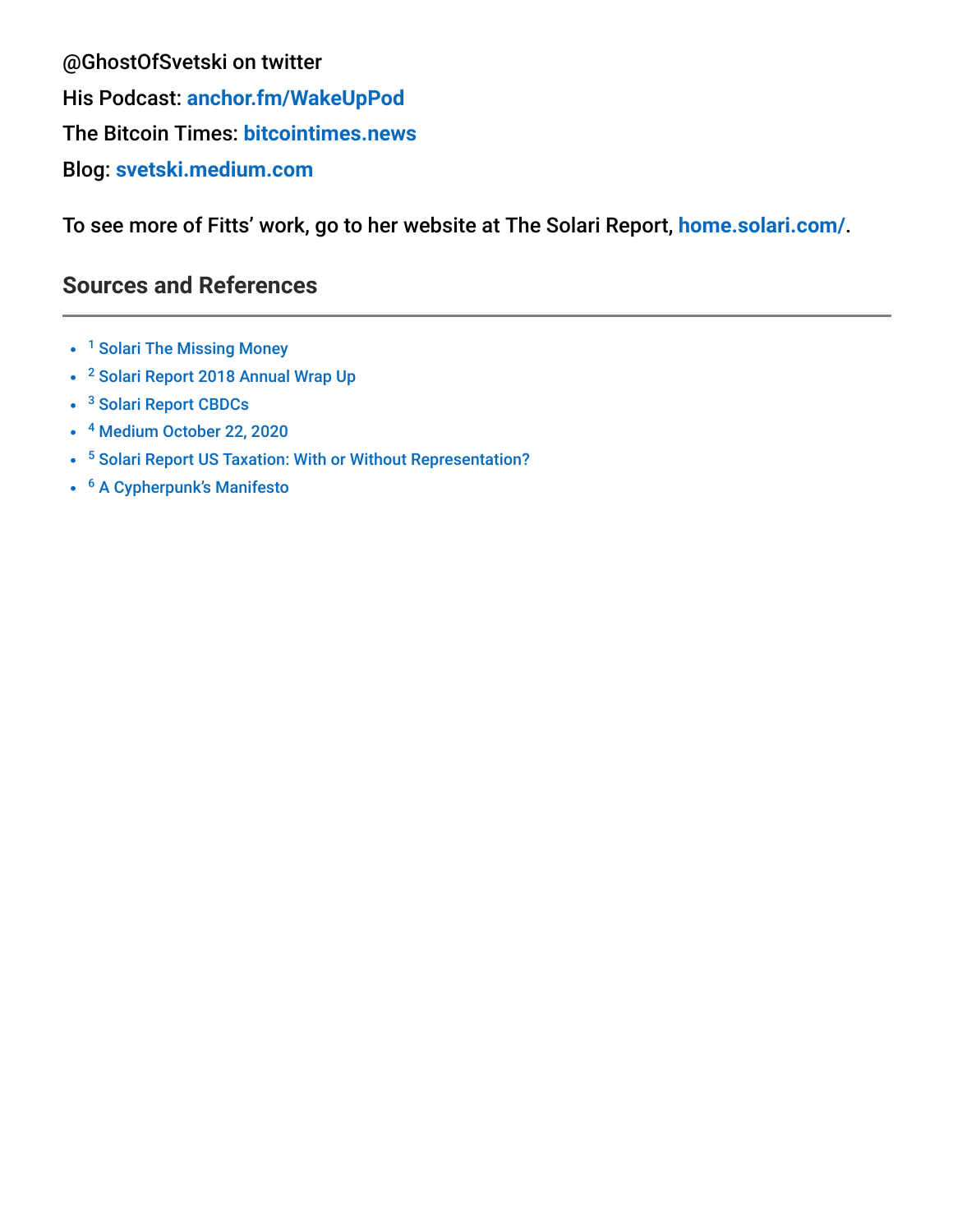@GhostOfSvetski on twitter

His Podcast: **anchor.fm/WakeUpPod**

The Bitcoin Times: **bitcointimes.news**

Blog: **svetski.medium.com**

To see more of Fitts' work, go to her website at The Solari Report, **home.solari.com/**.

## Sources and References

- [1] Solari The Missing Money
- [2] Solari Report 2018 Annual Wrap Up
- [3] Solari Report CBDCs
- [4] Medium October 22, 2020
- [5] Solari Report US Taxation: With or Without Representation?
- [6] A Cypherpunk's Manifesto